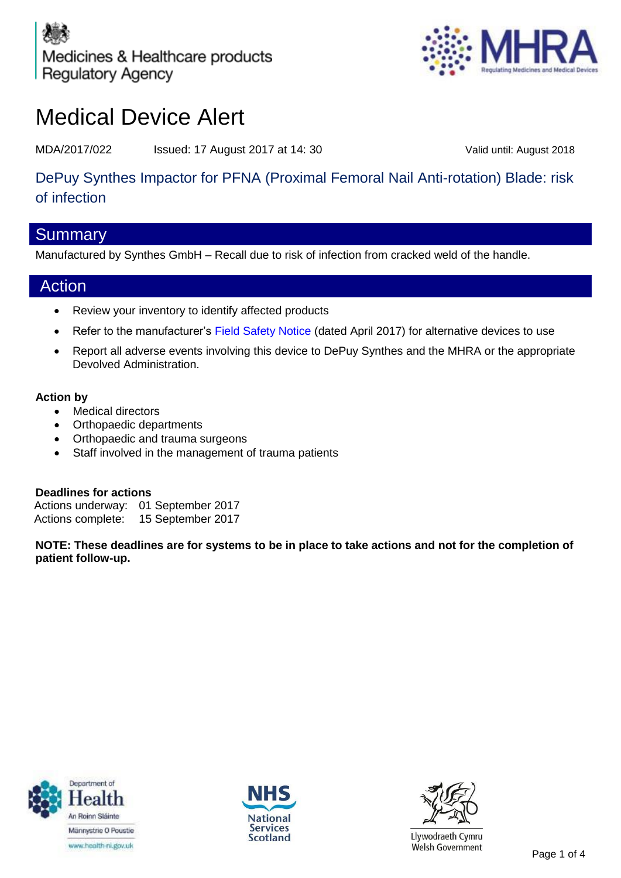Medicines & Healthcare products Regulatory Agency

MHRA
Regulating Medicines and Medical Devices

# Medical Device Alert

MDA/2017/022 Issued: 17 August 2017 at 14: 30 Valid until: August 2018

## DePuy Synthes Impactor for PFNA (Proximal Femoral Nail Anti-rotation) Blade: risk of infection

## Summary

Manufactured by Synthes GmbH – Recall due to risk of infection from cracked weld of the handle.

## Action

- Review your inventory to identify affected products
- Refer to the manufacturer's Field Safety Notice (dated April 2017) for alternative devices to use
- Report all adverse events involving this device to DePuy Synthes and the MHRA or the appropriate Devolved Administration.

**Action by**

- Medical directors
- Orthopaedic departments
- Orthopaedic and trauma surgeons
- Staff involved in the management of trauma patients

**Deadlines for actions**

Actions underway: 01 September 2017
Actions complete: 15 September 2017

**NOTE: These deadlines are for systems to be in place to take actions and not for the completion of patient follow-up.**

Department of Health
An Roinn Sláinte
Männystrie O Poustie
www.health-ni.gov.uk

NHS National Services Scotland

Llywodraeth Cymru
Welsh Government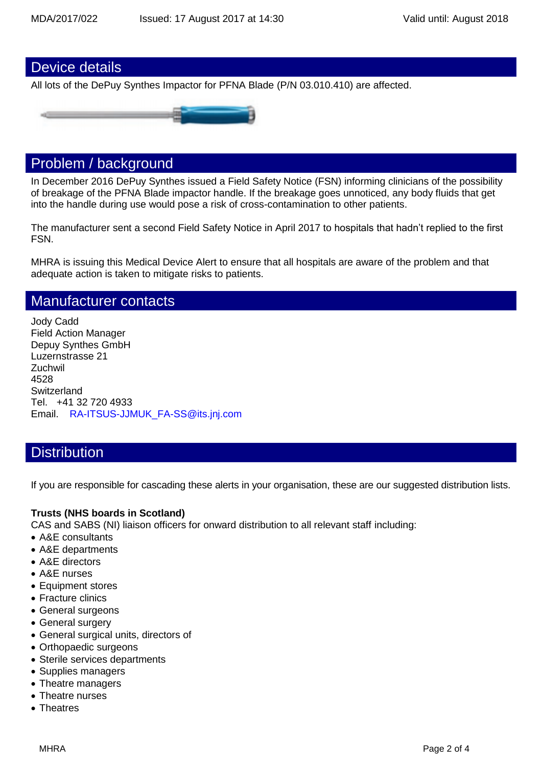## Device details

All lots of the DePuy Synthes Impactor for PFNA Blade (P/N 03.010.410) are affected.

## Problem / background

In December 2016 DePuy Synthes issued a Field Safety Notice (FSN) informing clinicians of the possibility of breakage of the PFNA Blade impactor handle. If the breakage goes unnoticed, any body fluids that get into the handle during use would pose a risk of cross-contamination to other patients.

The manufacturer sent a second Field Safety Notice in April 2017 to hospitals that hadn't replied to the first FSN.

MHRA is issuing this Medical Device Alert to ensure that all hospitals are aware of the problem and that adequate action is taken to mitigate risks to patients.

## Manufacturer contacts

Jody Cadd
Field Action Manager
Depuy Synthes GmbH
Luzernstrasse 21
Zuchwil
4528
Switzerland
Tel. +41 32 720 4933
Email. RA-ITSUS-JJMUK_FA-SS@its.jnj.com

## Distribution

If you are responsible for cascading these alerts in your organisation, these are our suggested distribution lists.

**Trusts (NHS boards in Scotland)**
CAS and SABS (NI) liaison officers for onward distribution to all relevant staff including:

- A&E consultants
- A&E departments
- A&E directors
- A&E nurses
- Equipment stores
- Fracture clinics
- General surgeons
- General surgery
- General surgical units, directors of
- Orthopaedic surgeons
- Sterile services departments
- Supplies managers
- Theatre managers
- Theatre nurses
- Theatres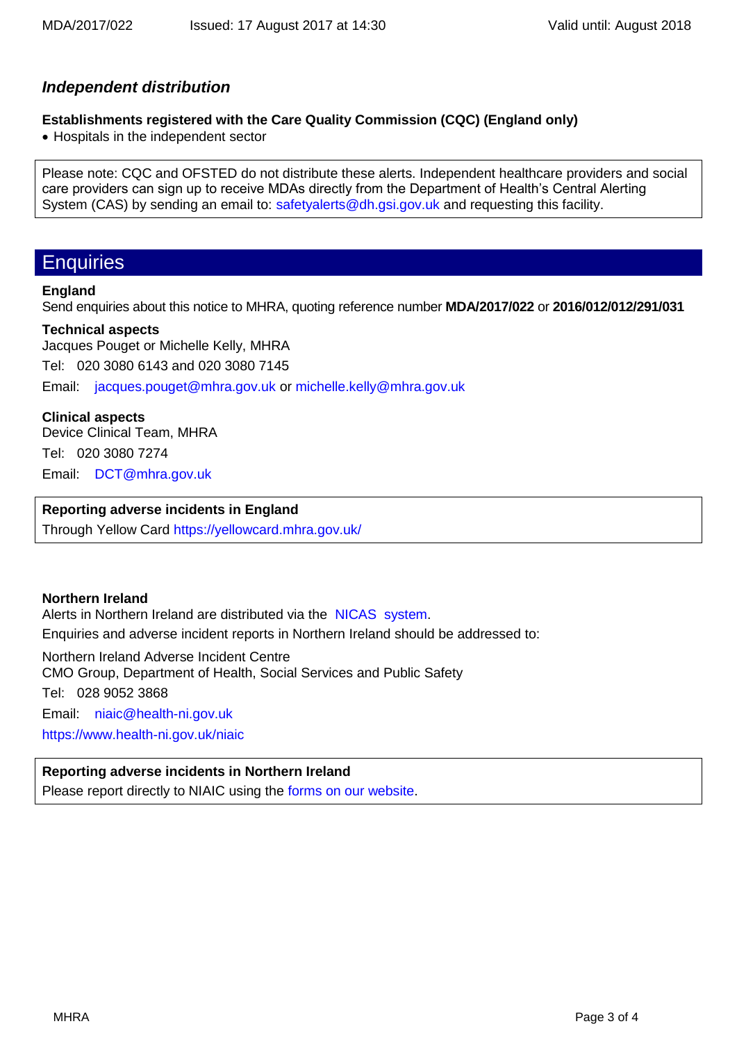*Independent distribution*

**Establishments registered with the Care Quality Commission (CQC) (England only)**

- Hospitals in the independent sector

Please note: CQC and OFSTED do not distribute these alerts. Independent healthcare providers and social care providers can sign up to receive MDAs directly from the Department of Health's Central Alerting System (CAS) by sending an email to: safetyalerts@dh.gsi.gov.uk and requesting this facility.

## Enquiries

**England**

Send enquiries about this notice to MHRA, quoting reference number **MDA/2017/022** or **2016/012/012/291/031**

**Technical aspects**

Jacques Pouget or Michelle Kelly, MHRA

Tel: 020 3080 6143 and 020 3080 7145

Email: jacques.pouget@mhra.gov.uk or michelle.kelly@mhra.gov.uk

**Clinical aspects**

Device Clinical Team, MHRA

Tel: 020 3080 7274

Email: DCT@mhra.gov.uk

**Reporting adverse incidents in England**

Through Yellow Card https://yellowcard.mhra.gov.uk/

**Northern Ireland**

Alerts in Northern Ireland are distributed via the NICAS system.

Enquiries and adverse incident reports in Northern Ireland should be addressed to:

Northern Ireland Adverse Incident Centre
CMO Group, Department of Health, Social Services and Public Safety

Tel: 028 9052 3868

Email: niaic@health-ni.gov.uk

https://www.health-ni.gov.uk/niaic

**Reporting adverse incidents in Northern Ireland**

Please report directly to NIAIC using the forms on our website.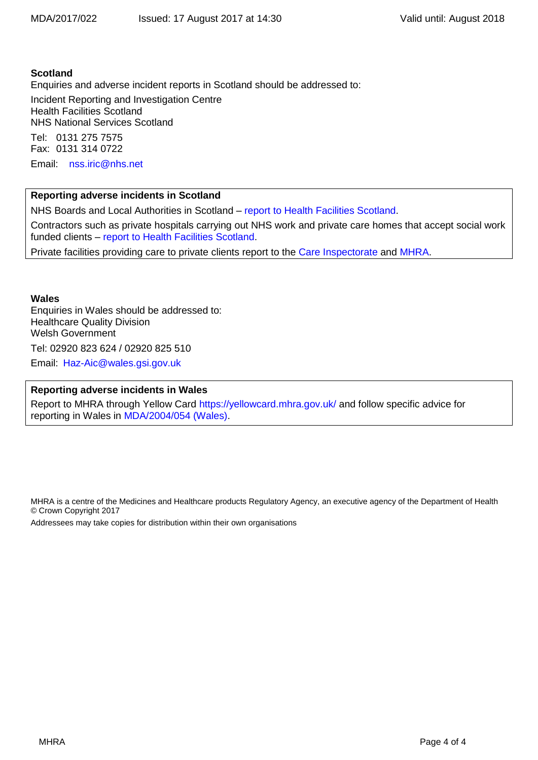### Scotland

Enquiries and adverse incident reports in Scotland should be addressed to:

Incident Reporting and Investigation Centre
Health Facilities Scotland
NHS National Services Scotland

Tel: 0131 275 7575
Fax: 0131 314 0722

Email: nss.iric@nhs.net

**Reporting adverse incidents in Scotland**

NHS Boards and Local Authorities in Scotland – report to Health Facilities Scotland.

Contractors such as private hospitals carrying out NHS work and private care homes that accept social work funded clients – report to Health Facilities Scotland.

Private facilities providing care to private clients report to the Care Inspectorate and MHRA.

### Wales

Enquiries in Wales should be addressed to:
Healthcare Quality Division
Welsh Government

Tel: 02920 823 624 / 02920 825 510

Email: Haz-Aic@wales.gsi.gov.uk

**Reporting adverse incidents in Wales**

Report to MHRA through Yellow Card https://yellowcard.mhra.gov.uk/ and follow specific advice for reporting in Wales in MDA/2004/054 (Wales).

MHRA is a centre of the Medicines and Healthcare products Regulatory Agency, an executive agency of the Department of Health
© Crown Copyright 2017

Addressees may take copies for distribution within their own organisations